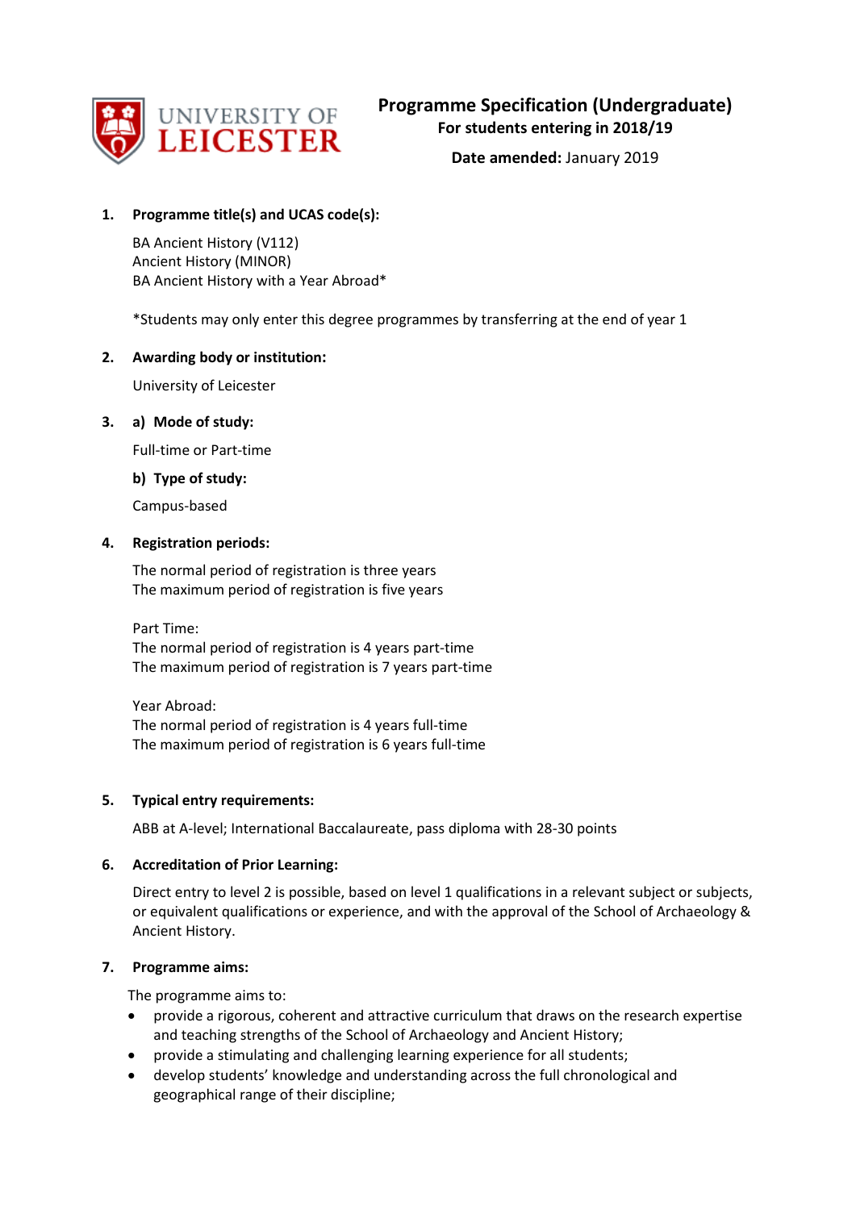# Programme Specification (Undergraduate)

**For students entering in 2018/19**

**Date amended:** January 2019

**1. Programme title(s) and UCAS code(s):**

BA Ancient History (V112)
Ancient History (MINOR)
BA Ancient History with a Year Abroad*

*Students may only enter this degree programmes by transferring at the end of year 1

**2. Awarding body or institution:**

University of Leicester

**3. a) Mode of study:**

Full-time or Part-time

**b) Type of study:**

Campus-based

**4. Registration periods:**

The normal period of registration is three years
The maximum period of registration is five years

Part Time:
The normal period of registration is 4 years part-time
The maximum period of registration is 7 years part-time

Year Abroad:
The normal period of registration is 4 years full-time
The maximum period of registration is 6 years full-time

**5. Typical entry requirements:**

ABB at A-level; International Baccalaureate, pass diploma with 28-30 points

**6. Accreditation of Prior Learning:**

Direct entry to level 2 is possible, based on level 1 qualifications in a relevant subject or subjects, or equivalent qualifications or experience, and with the approval of the School of Archaeology & Ancient History.

**7. Programme aims:**

The programme aims to:

- provide a rigorous, coherent and attractive curriculum that draws on the research expertise and teaching strengths of the School of Archaeology and Ancient History;
- provide a stimulating and challenging learning experience for all students;
- develop students' knowledge and understanding across the full chronological and geographical range of their discipline;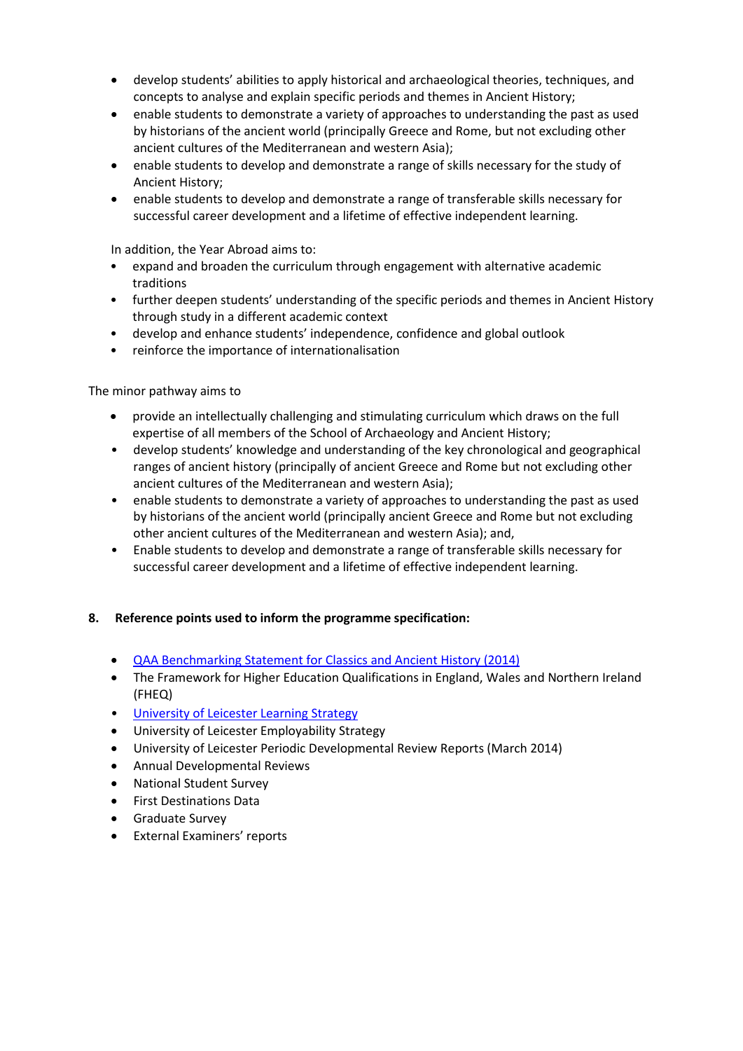- develop students' abilities to apply historical and archaeological theories, techniques, and concepts to analyse and explain specific periods and themes in Ancient History;
- enable students to demonstrate a variety of approaches to understanding the past as used by historians of the ancient world (principally Greece and Rome, but not excluding other ancient cultures of the Mediterranean and western Asia);
- enable students to develop and demonstrate a range of skills necessary for the study of Ancient History;
- enable students to develop and demonstrate a range of transferable skills necessary for successful career development and a lifetime of effective independent learning.

In addition, the Year Abroad aims to:

- expand and broaden the curriculum through engagement with alternative academic traditions
- further deepen students' understanding of the specific periods and themes in Ancient History through study in a different academic context
- develop and enhance students' independence, confidence and global outlook
- reinforce the importance of internationalisation

The minor pathway aims to

- provide an intellectually challenging and stimulating curriculum which draws on the full expertise of all members of the School of Archaeology and Ancient History;
- develop students' knowledge and understanding of the key chronological and geographical ranges of ancient history (principally of ancient Greece and Rome but not excluding other ancient cultures of the Mediterranean and western Asia);
- enable students to demonstrate a variety of approaches to understanding the past as used by historians of the ancient world (principally ancient Greece and Rome but not excluding other ancient cultures of the Mediterranean and western Asia); and,
- Enable students to develop and demonstrate a range of transferable skills necessary for successful career development and a lifetime of effective independent learning.

**8. Reference points used to inform the programme specification:**

- QAA Benchmarking Statement for Classics and Ancient History (2014)
- The Framework for Higher Education Qualifications in England, Wales and Northern Ireland (FHEQ)
- University of Leicester Learning Strategy
- University of Leicester Employability Strategy
- University of Leicester Periodic Developmental Review Reports (March 2014)
- Annual Developmental Reviews
- National Student Survey
- First Destinations Data
- Graduate Survey
- External Examiners' reports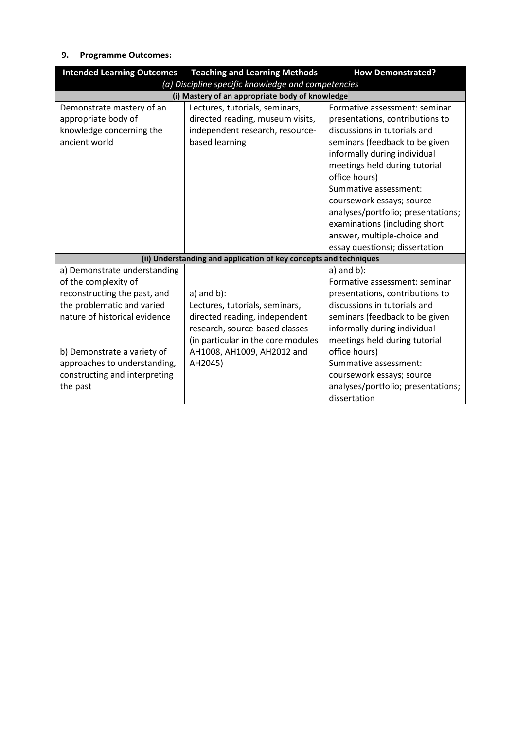## 9. Programme Outcomes:

| Intended Learning Outcomes | Teaching and Learning Methods | How Demonstrated? |
|---|---|---|
| *(a) Discipline specific knowledge and competencies* | | |
| **(i) Mastery of an appropriate body of knowledge** | | |
| Demonstrate mastery of an appropriate body of knowledge concerning the ancient world | Lectures, tutorials, seminars, directed reading, museum visits, independent research, resource-based learning | Formative assessment: seminar presentations, contributions to discussions in tutorials and seminars (feedback to be given informally during individual meetings held during tutorial office hours)<br>Summative assessment: coursework essays; source analyses/portfolio; presentations; examinations (including short answer, multiple-choice and essay questions); dissertation |
| **(ii) Understanding and application of key concepts and techniques** | | |
| a) Demonstrate understanding of the complexity of reconstructing the past, and the problematic and varied nature of historical evidence<br><br>b) Demonstrate a variety of approaches to understanding, constructing and interpreting the past | a) and b):<br>Lectures, tutorials, seminars, directed reading, independent research, source-based classes (in particular in the core modules AH1008, AH1009, AH2012 and AH2045) | a) and b):<br>Formative assessment: seminar presentations, contributions to discussions in tutorials and seminars (feedback to be given informally during individual meetings held during tutorial office hours)<br>Summative assessment: coursework essays; source analyses/portfolio; presentations; dissertation |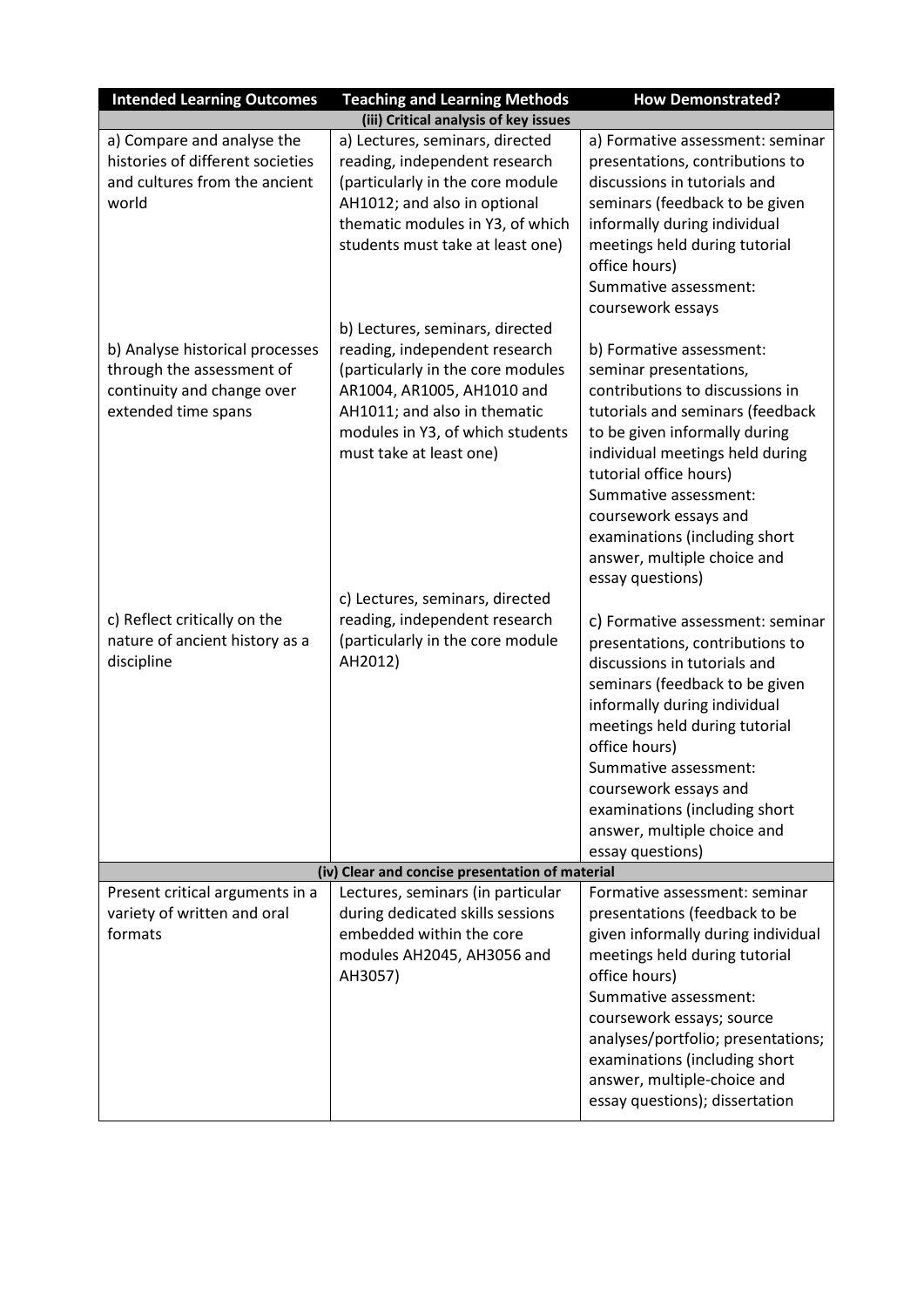| Intended Learning Outcomes | Teaching and Learning Methods | How Demonstrated? |
|---|---|---|
| **(iii) Critical analysis of key issues** | | |
| a) Compare and analyse the histories of different societies and cultures from the ancient world | a) Lectures, seminars, directed reading, independent research (particularly in the core module AH1012; and also in optional thematic modules in Y3, of which students must take at least one) | a) Formative assessment: seminar presentations, contributions to discussions in tutorials and seminars (feedback to be given informally during individual meetings held during tutorial office hours)<br>Summative assessment: coursework essays |
| b) Analyse historical processes through the assessment of continuity and change over extended time spans | b) Lectures, seminars, directed reading, independent research (particularly in the core modules AR1004, AR1005, AH1010 and AH1011; and also in thematic modules in Y3, of which students must take at least one) | b) Formative assessment: seminar presentations, contributions to discussions in tutorials and seminars (feedback to be given informally during individual meetings held during tutorial office hours)<br>Summative assessment: coursework essays and examinations (including short answer, multiple choice and essay questions) |
| c) Reflect critically on the nature of ancient history as a discipline | c) Lectures, seminars, directed reading, independent research (particularly in the core module AH2012) | c) Formative assessment: seminar presentations, contributions to discussions in tutorials and seminars (feedback to be given informally during individual meetings held during tutorial office hours)<br>Summative assessment: coursework essays and examinations (including short answer, multiple choice and essay questions) |
| **(iv) Clear and concise presentation of material** | | |
| Present critical arguments in a variety of written and oral formats | Lectures, seminars (in particular during dedicated skills sessions embedded within the core modules AH2045, AH3056 and AH3057) | Formative assessment: seminar presentations (feedback to be given informally during individual meetings held during tutorial office hours)<br>Summative assessment: coursework essays; source analyses/portfolio; presentations; examinations (including short answer, multiple-choice and essay questions); dissertation |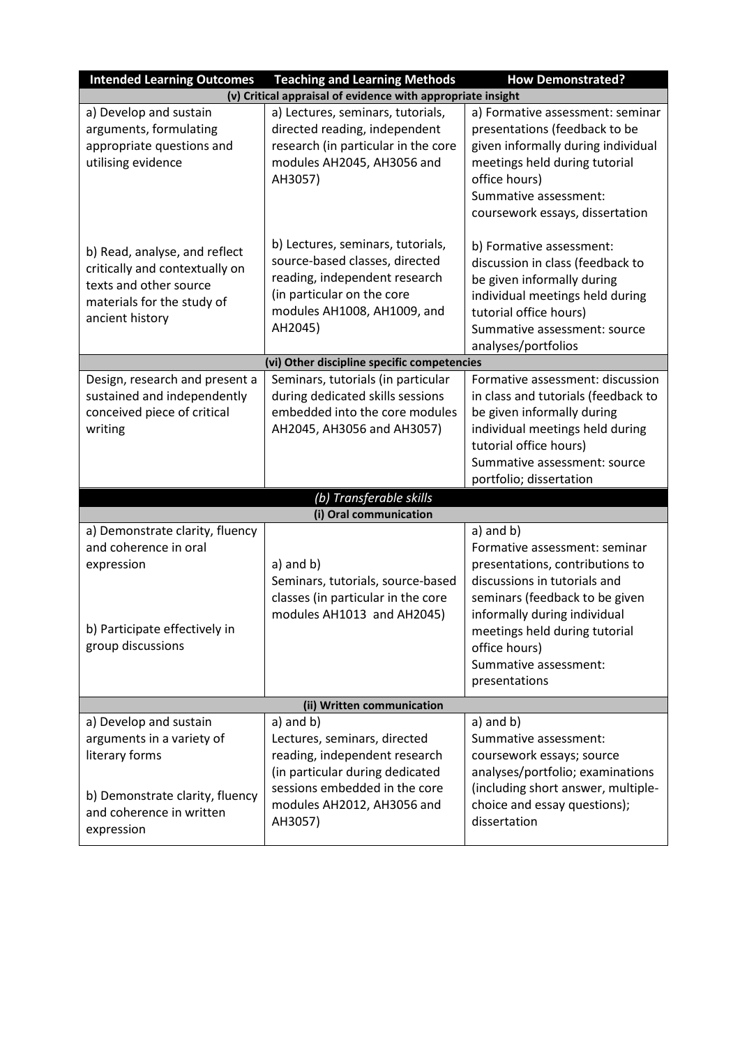| Intended Learning Outcomes | Teaching and Learning Methods | How Demonstrated? |
| --- | --- | --- |
| **(v) Critical appraisal of evidence with appropriate insight** | | |
| a) Develop and sustain arguments, formulating appropriate questions and utilising evidence | a) Lectures, seminars, tutorials, directed reading, independent research (in particular in the core modules AH2045, AH3056 and AH3057) | a) Formative assessment: seminar presentations (feedback to be given informally during individual meetings held during tutorial office hours)<br>Summative assessment: coursework essays, dissertation |
| b) Read, analyse, and reflect critically and contextually on texts and other source materials for the study of ancient history | b) Lectures, seminars, tutorials, source-based classes, directed reading, independent research (in particular on the core modules AH1008, AH1009, and AH2045) | b) Formative assessment: discussion in class (feedback to be given informally during individual meetings held during tutorial office hours)<br>Summative assessment: source analyses/portfolios |
| **(vi) Other discipline specific competencies** | | |
| Design, research and present a sustained and independently conceived piece of critical writing | Seminars, tutorials (in particular during dedicated skills sessions embedded into the core modules AH2045, AH3056 and AH3057) | Formative assessment: discussion in class and tutorials (feedback to be given informally during individual meetings held during tutorial office hours)<br>Summative assessment: source portfolio; dissertation |
| ***(b) Transferable skills*** | | |
| **(i) Oral communication** | | |
| a) Demonstrate clarity, fluency and coherence in oral expression<br><br>b) Participate effectively in group discussions | a) and b)<br>Seminars, tutorials, source-based classes (in particular in the core modules AH1013 and AH2045) | a) and b)<br>Formative assessment: seminar presentations, contributions to discussions in tutorials and seminars (feedback to be given informally during individual meetings held during tutorial office hours)<br>Summative assessment: presentations |
| **(ii) Written communication** | | |
| a) Develop and sustain arguments in a variety of literary forms<br><br>b) Demonstrate clarity, fluency and coherence in written expression | a) and b)<br>Lectures, seminars, directed reading, independent research (in particular during dedicated sessions embedded in the core modules AH2012, AH3056 and AH3057) | a) and b)<br>Summative assessment: coursework essays; source analyses/portfolio; examinations (including short answer, multiple-choice and essay questions); dissertation |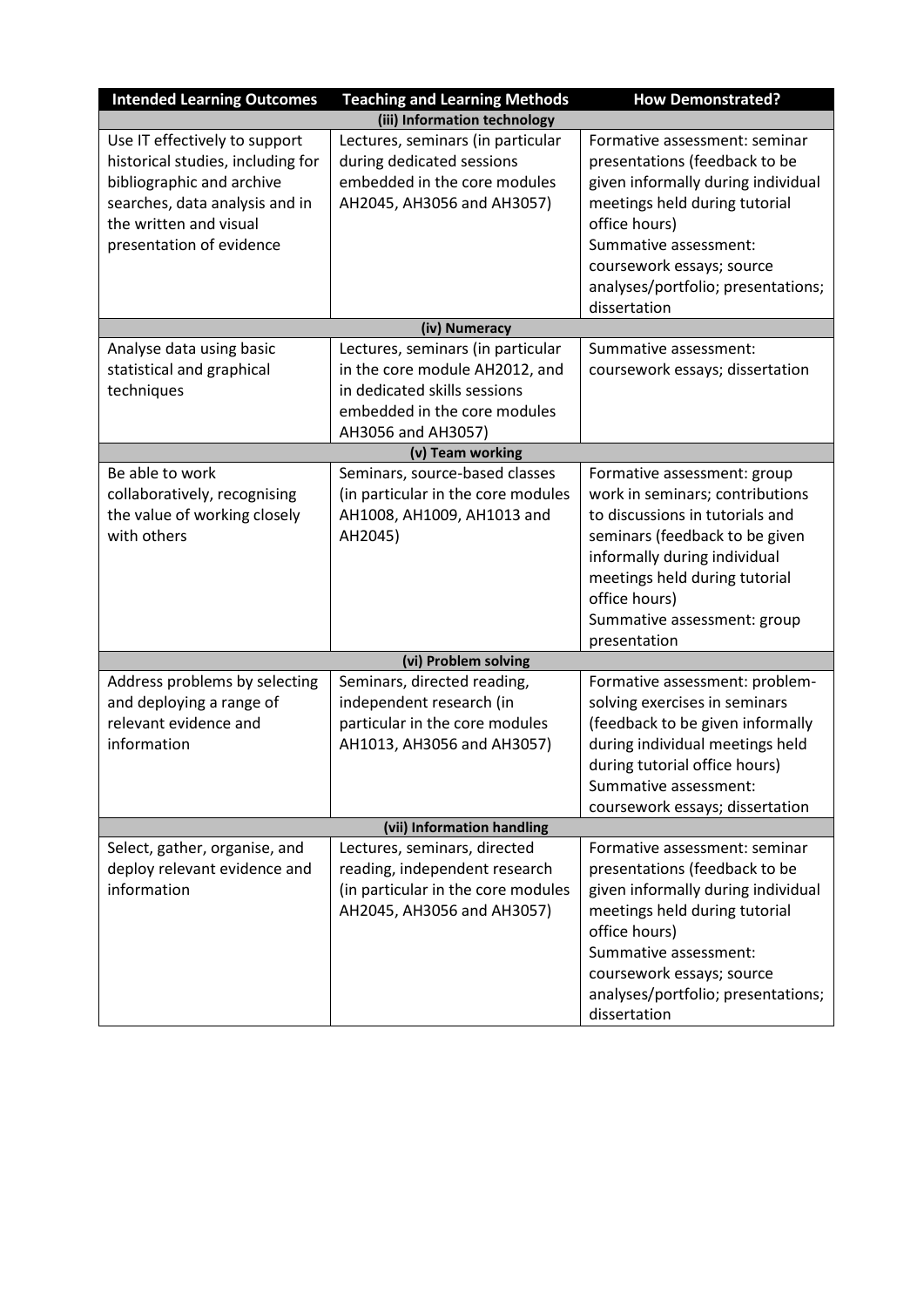| Intended Learning Outcomes | Teaching and Learning Methods | How Demonstrated? |
|---|---|---|
| **(iii) Information technology** | | |
| Use IT effectively to support historical studies, including for bibliographic and archive searches, data analysis and in the written and visual presentation of evidence | Lectures, seminars (in particular during dedicated sessions embedded in the core modules AH2045, AH3056 and AH3057) | Formative assessment: seminar presentations (feedback to be given informally during individual meetings held during tutorial office hours)<br>Summative assessment: coursework essays; source analyses/portfolio; presentations; dissertation |
| **(iv) Numeracy** | | |
| Analyse data using basic statistical and graphical techniques | Lectures, seminars (in particular in the core module AH2012, and in dedicated skills sessions embedded in the core modules AH3056 and AH3057) | Summative assessment: coursework essays; dissertation |
| **(v) Team working** | | |
| Be able to work collaboratively, recognising the value of working closely with others | Seminars, source-based classes (in particular in the core modules AH1008, AH1009, AH1013 and AH2045) | Formative assessment: group work in seminars; contributions to discussions in tutorials and seminars (feedback to be given informally during individual meetings held during tutorial office hours)<br>Summative assessment: group presentation |
| **(vi) Problem solving** | | |
| Address problems by selecting and deploying a range of relevant evidence and information | Seminars, directed reading, independent research (in particular in the core modules AH1013, AH3056 and AH3057) | Formative assessment: problem-solving exercises in seminars (feedback to be given informally during individual meetings held during tutorial office hours)<br>Summative assessment: coursework essays; dissertation |
| **(vii) Information handling** | | |
| Select, gather, organise, and deploy relevant evidence and information | Lectures, seminars, directed reading, independent research (in particular in the core modules AH2045, AH3056 and AH3057) | Formative assessment: seminar presentations (feedback to be given informally during individual meetings held during tutorial office hours)<br>Summative assessment: coursework essays; source analyses/portfolio; presentations; dissertation |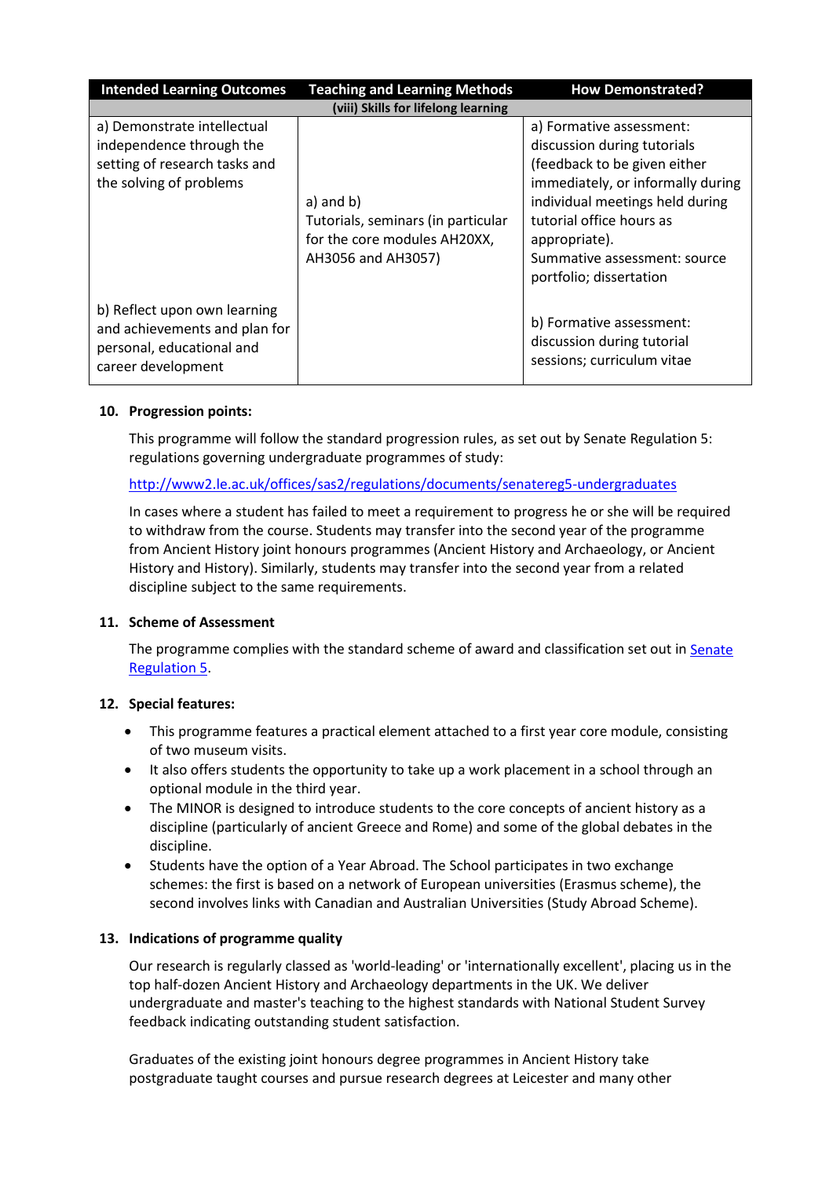| Intended Learning Outcomes | Teaching and Learning Methods | How Demonstrated? |
| --- | --- | --- |
| (viii) Skills for lifelong learning | | |
| a) Demonstrate intellectual independence through the setting of research tasks and the solving of problems | a) and b) Tutorials, seminars (in particular for the core modules AH20XX, AH3056 and AH3057) | a) Formative assessment: discussion during tutorials (feedback to be given either immediately, or informally during individual meetings held during tutorial office hours as appropriate). Summative assessment: source portfolio; dissertation |
| b) Reflect upon own learning and achievements and plan for personal, educational and career development | | b) Formative assessment: discussion during tutorial sessions; curriculum vitae |

### 10. Progression points:

This programme will follow the standard progression rules, as set out by Senate Regulation 5: regulations governing undergraduate programmes of study:

http://www2.le.ac.uk/offices/sas2/regulations/documents/senatereg5-undergraduates

In cases where a student has failed to meet a requirement to progress he or she will be required to withdraw from the course. Students may transfer into the second year of the programme from Ancient History joint honours programmes (Ancient History and Archaeology, or Ancient History and History). Similarly, students may transfer into the second year from a related discipline subject to the same requirements.

### 11. Scheme of Assessment

The programme complies with the standard scheme of award and classification set out in Senate Regulation 5.

### 12. Special features:

- This programme features a practical element attached to a first year core module, consisting of two museum visits.
- It also offers students the opportunity to take up a work placement in a school through an optional module in the third year.
- The MINOR is designed to introduce students to the core concepts of ancient history as a discipline (particularly of ancient Greece and Rome) and some of the global debates in the discipline.
- Students have the option of a Year Abroad. The School participates in two exchange schemes: the first is based on a network of European universities (Erasmus scheme), the second involves links with Canadian and Australian Universities (Study Abroad Scheme).

### 13. Indications of programme quality

Our research is regularly classed as 'world-leading' or 'internationally excellent', placing us in the top half-dozen Ancient History and Archaeology departments in the UK. We deliver undergraduate and master's teaching to the highest standards with National Student Survey feedback indicating outstanding student satisfaction.

Graduates of the existing joint honours degree programmes in Ancient History take postgraduate taught courses and pursue research degrees at Leicester and many other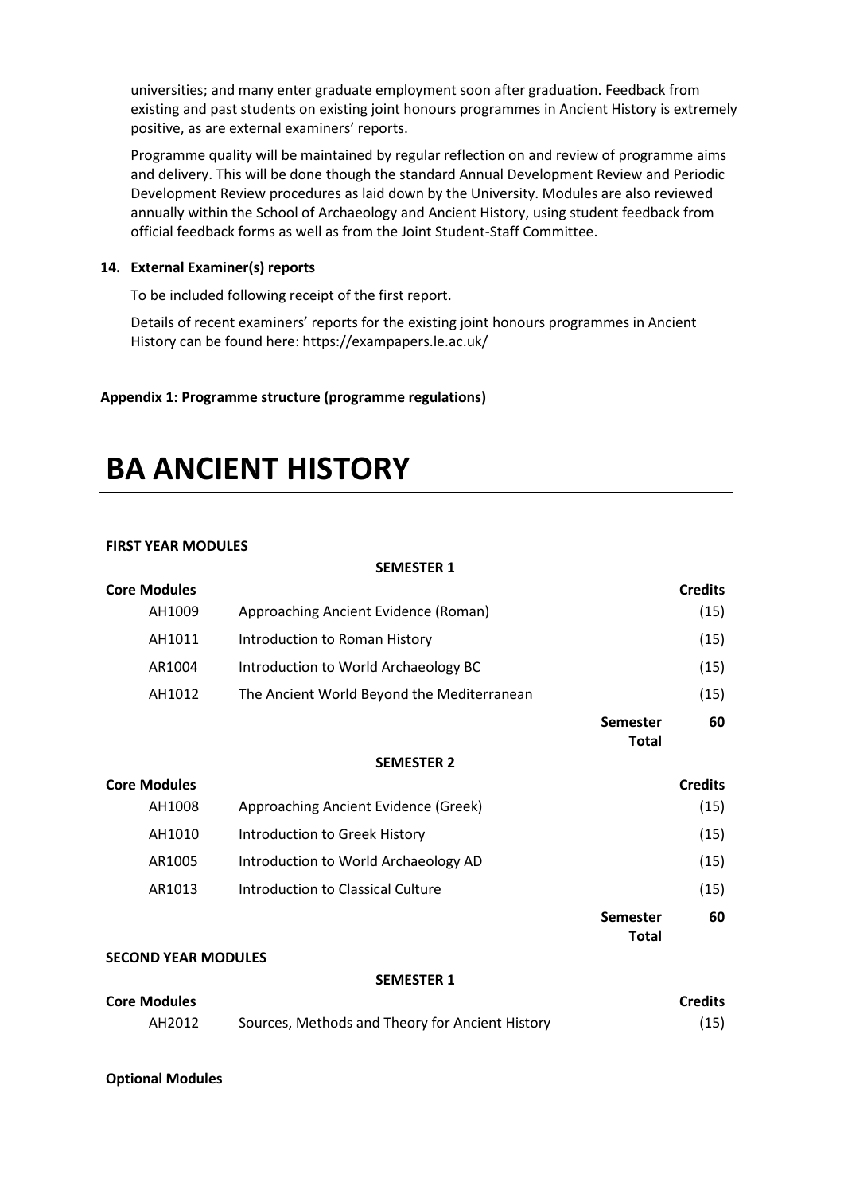universities; and many enter graduate employment soon after graduation. Feedback from existing and past students on existing joint honours programmes in Ancient History is extremely positive, as are external examiners' reports.

Programme quality will be maintained by regular reflection on and review of programme aims and delivery. This will be done though the standard Annual Development Review and Periodic Development Review procedures as laid down by the University. Modules are also reviewed annually within the School of Archaeology and Ancient History, using student feedback from official feedback forms as well as from the Joint Student-Staff Committee.

**14. External Examiner(s) reports**

To be included following receipt of the first report.

Details of recent examiners' reports for the existing joint honours programmes in Ancient History can be found here: https://exampapers.le.ac.uk/

**Appendix 1: Programme structure (programme regulations)**

# BA ANCIENT HISTORY

**FIRST YEAR MODULES**

**SEMESTER 1**

| **Core Modules** | | **Credits** |
|---|---|---|
| AH1009 | Approaching Ancient Evidence (Roman) | (15) |
| AH1011 | Introduction to Roman History | (15) |
| AR1004 | Introduction to World Archaeology BC | (15) |
| AH1012 | The Ancient World Beyond the Mediterranean | (15) |
| | **Semester Total** | **60** |

**SEMESTER 2**

| **Core Modules** | | **Credits** |
|---|---|---|
| AH1008 | Approaching Ancient Evidence (Greek) | (15) |
| AH1010 | Introduction to Greek History | (15) |
| AR1005 | Introduction to World Archaeology AD | (15) |
| AR1013 | Introduction to Classical Culture | (15) |
| | **Semester Total** | **60** |

**SECOND YEAR MODULES**

**SEMESTER 1**

| **Core Modules** | | **Credits** |
|---|---|---|
| AH2012 | Sources, Methods and Theory for Ancient History | (15) |

**Optional Modules**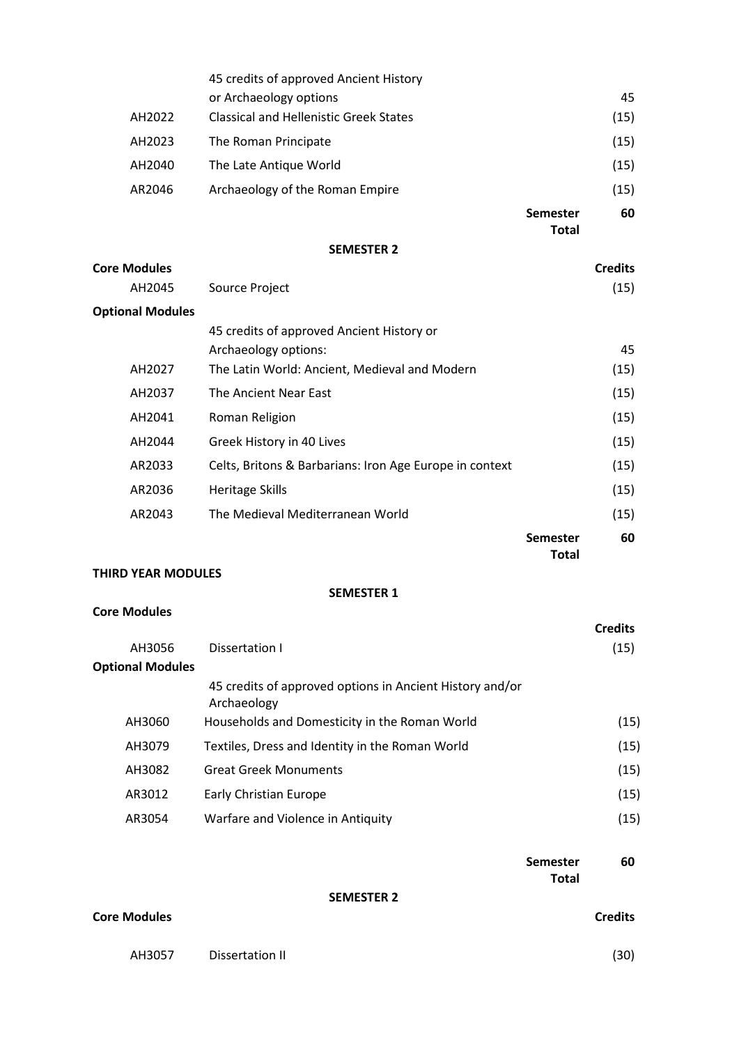| | | | |
|---|---|---|---|
| | 45 credits of approved Ancient History or Archaeology options | | 45 |
| AH2022 | Classical and Hellenistic Greek States | | (15) |
| AH2023 | The Roman Principate | | (15) |
| AH2040 | The Late Antique World | | (15) |
| AR2046 | Archaeology of the Roman Empire | | (15) |
| | | **Semester Total** | **60** |

**SEMESTER 2**

| **Core Modules** | | | **Credits** |
|---|---|---|---|
| AH2045 | Source Project | | (15) |
| **Optional Modules** | | | |
| | 45 credits of approved Ancient History or Archaeology options: | | 45 |
| AH2027 | The Latin World: Ancient, Medieval and Modern | | (15) |
| AH2037 | The Ancient Near East | | (15) |
| AH2041 | Roman Religion | | (15) |
| AH2044 | Greek History in 40 Lives | | (15) |
| AR2033 | Celts, Britons & Barbarians: Iron Age Europe in context | | (15) |
| AR2036 | Heritage Skills | | (15) |
| AR2043 | The Medieval Mediterranean World | | (15) |
| | | **Semester Total** | **60** |

**THIRD YEAR MODULES**

**SEMESTER 1**

| **Core Modules** | | | **Credits** |
|---|---|---|---|
| AH3056 | Dissertation I | | (15) |
| **Optional Modules** | | | |
| | 45 credits of approved options in Ancient History and/or Archaeology | | |
| AH3060 | Households and Domesticity in the Roman World | | (15) |
| AH3079 | Textiles, Dress and Identity in the Roman World | | (15) |
| AH3082 | Great Greek Monuments | | (15) |
| AR3012 | Early Christian Europe | | (15) |
| AR3054 | Warfare and Violence in Antiquity | | (15) |
| | | **Semester Total** | **60** |

**SEMESTER 2**

| **Core Modules** | | | **Credits** |
|---|---|---|---|
| AH3057 | Dissertation II | | (30) |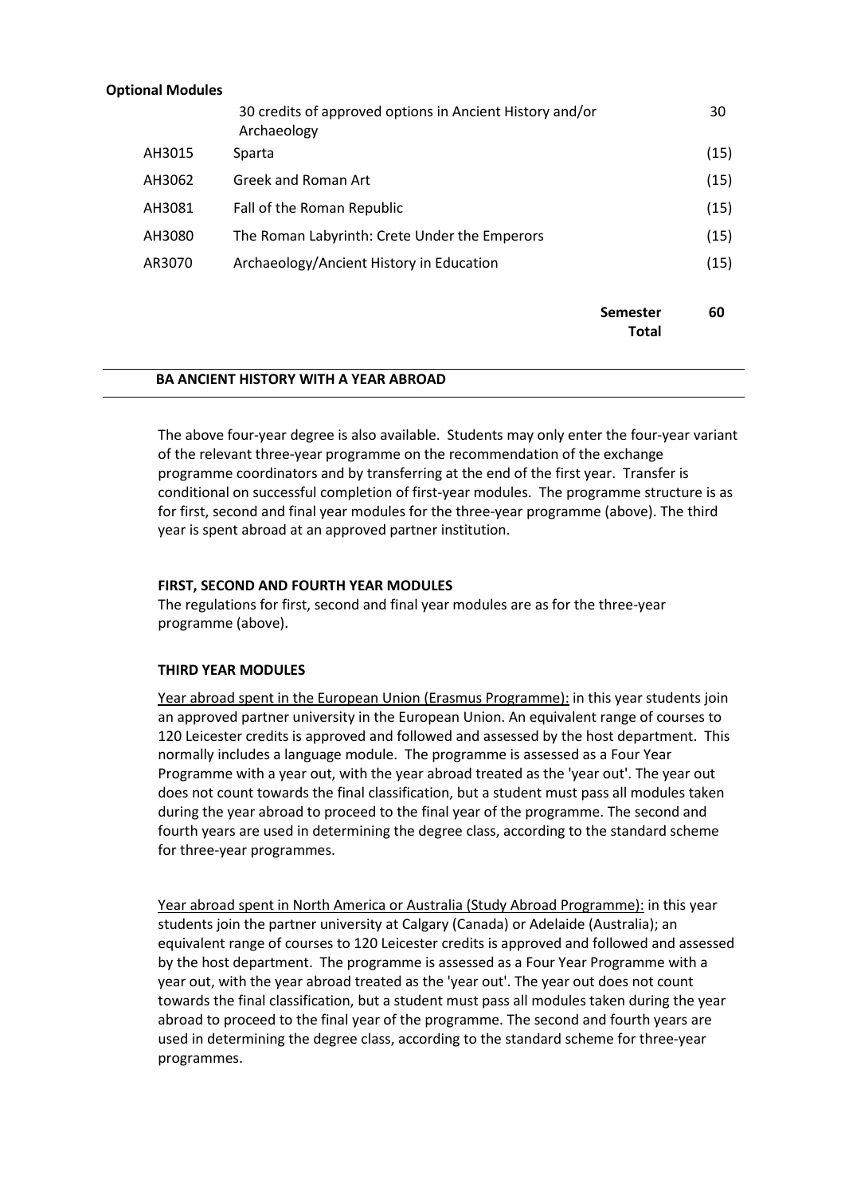**Optional Modules**

| | | |
|---|---|---|
| | 30 credits of approved options in Ancient History and/or Archaeology | 30 |
| AH3015 | Sparta | (15) |
| AH3062 | Greek and Roman Art | (15) |
| AH3081 | Fall of the Roman Republic | (15) |
| AH3080 | The Roman Labyrinth: Crete Under the Emperors | (15) |
| AR3070 | Archaeology/Ancient History in Education | (15) |
| | **Semester Total** | **60** |

## BA ANCIENT HISTORY WITH A YEAR ABROAD

The above four-year degree is also available. Students may only enter the four-year variant of the relevant three-year programme on the recommendation of the exchange programme coordinators and by transferring at the end of the first year. Transfer is conditional on successful completion of first-year modules. The programme structure is as for first, second and final year modules for the three-year programme (above). The third year is spent abroad at an approved partner institution.

**FIRST, SECOND AND FOURTH YEAR MODULES**

The regulations for first, second and final year modules are as for the three-year programme (above).

**THIRD YEAR MODULES**

Year abroad spent in the European Union (Erasmus Programme): in this year students join an approved partner university in the European Union. An equivalent range of courses to 120 Leicester credits is approved and followed and assessed by the host department. This normally includes a language module. The programme is assessed as a Four Year Programme with a year out, with the year abroad treated as the 'year out'. The year out does not count towards the final classification, but a student must pass all modules taken during the year abroad to proceed to the final year of the programme. The second and fourth years are used in determining the degree class, according to the standard scheme for three-year programmes.

Year abroad spent in North America or Australia (Study Abroad Programme): in this year students join the partner university at Calgary (Canada) or Adelaide (Australia); an equivalent range of courses to 120 Leicester credits is approved and followed and assessed by the host department. The programme is assessed as a Four Year Programme with a year out, with the year abroad treated as the 'year out'. The year out does not count towards the final classification, but a student must pass all modules taken during the year abroad to proceed to the final year of the programme. The second and fourth years are used in determining the degree class, according to the standard scheme for three-year programmes.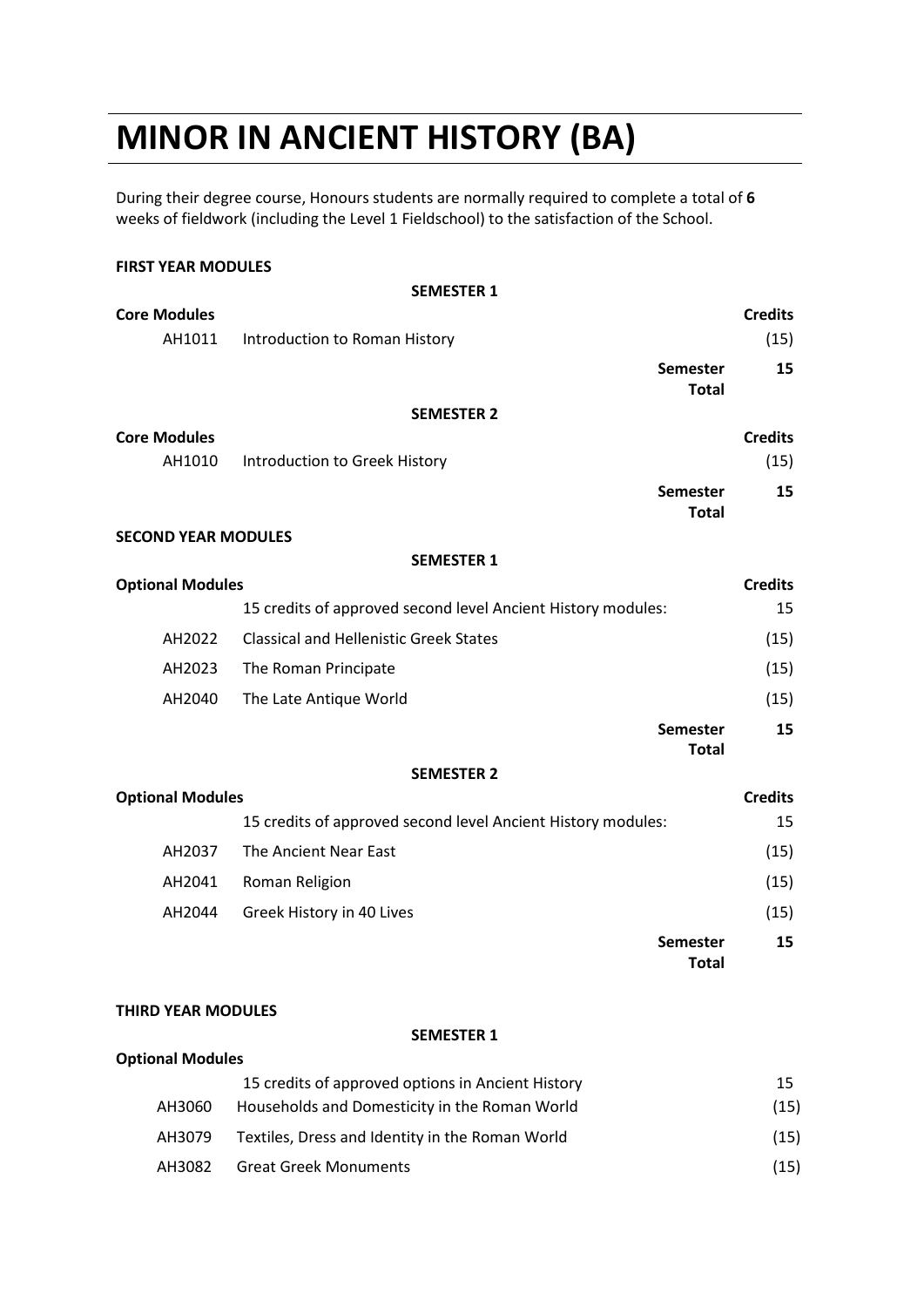# MINOR IN ANCIENT HISTORY (BA)

During their degree course, Honours students are normally required to complete a total of **6** weeks of fieldwork (including the Level 1 Fieldschool) to the satisfaction of the School.

**FIRST YEAR MODULES**

**SEMESTER 1**

| **Core Modules** | | **Credits** |
|---|---|---|
| AH1011 | Introduction to Roman History | (15) |
| | **Semester Total** | **15** |

**SEMESTER 2**

| **Core Modules** | | **Credits** |
|---|---|---|
| AH1010 | Introduction to Greek History | (15) |
| | **Semester Total** | **15** |

**SECOND YEAR MODULES**

**SEMESTER 1**

| **Optional Modules** | | **Credits** |
|---|---|---|
| | 15 credits of approved second level Ancient History modules: | 15 |
| AH2022 | Classical and Hellenistic Greek States | (15) |
| AH2023 | The Roman Principate | (15) |
| AH2040 | The Late Antique World | (15) |
| | **Semester Total** | **15** |

**SEMESTER 2**

| **Optional Modules** | | **Credits** |
|---|---|---|
| | 15 credits of approved second level Ancient History modules: | 15 |
| AH2037 | The Ancient Near East | (15) |
| AH2041 | Roman Religion | (15) |
| AH2044 | Greek History in 40 Lives | (15) |
| | **Semester Total** | **15** |

**THIRD YEAR MODULES**

**SEMESTER 1**

| **Optional Modules** | | |
|---|---|---|
| | 15 credits of approved options in Ancient History | 15 |
| AH3060 | Households and Domesticity in the Roman World | (15) |
| AH3079 | Textiles, Dress and Identity in the Roman World | (15) |
| AH3082 | Great Greek Monuments | (15) |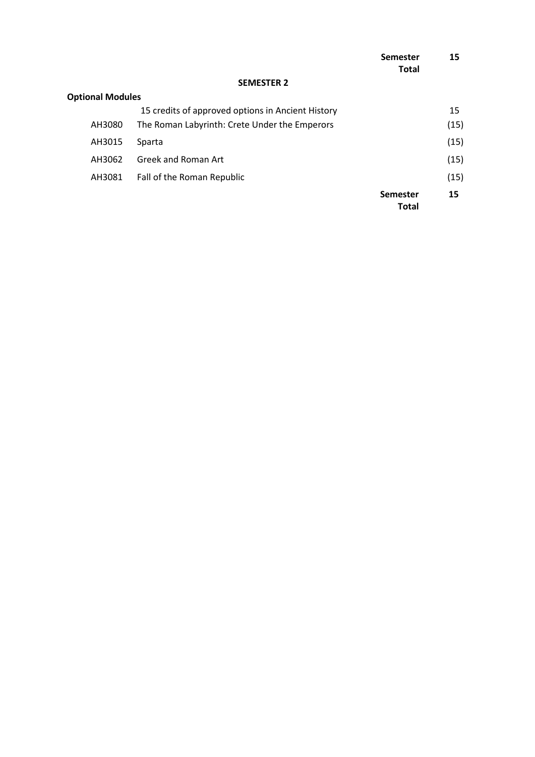| | | | |
|---|---|---|---|
| | | **Semester Total** | **15** |

**SEMESTER 2**

**Optional Modules**

| | | | |
|---|---|---|---|
| | 15 credits of approved options in Ancient History | | 15 |
| AH3080 | The Roman Labyrinth: Crete Under the Emperors | | (15) |
| AH3015 | Sparta | | (15) |
| AH3062 | Greek and Roman Art | | (15) |
| AH3081 | Fall of the Roman Republic | | (15) |
| | | **Semester Total** | **15** |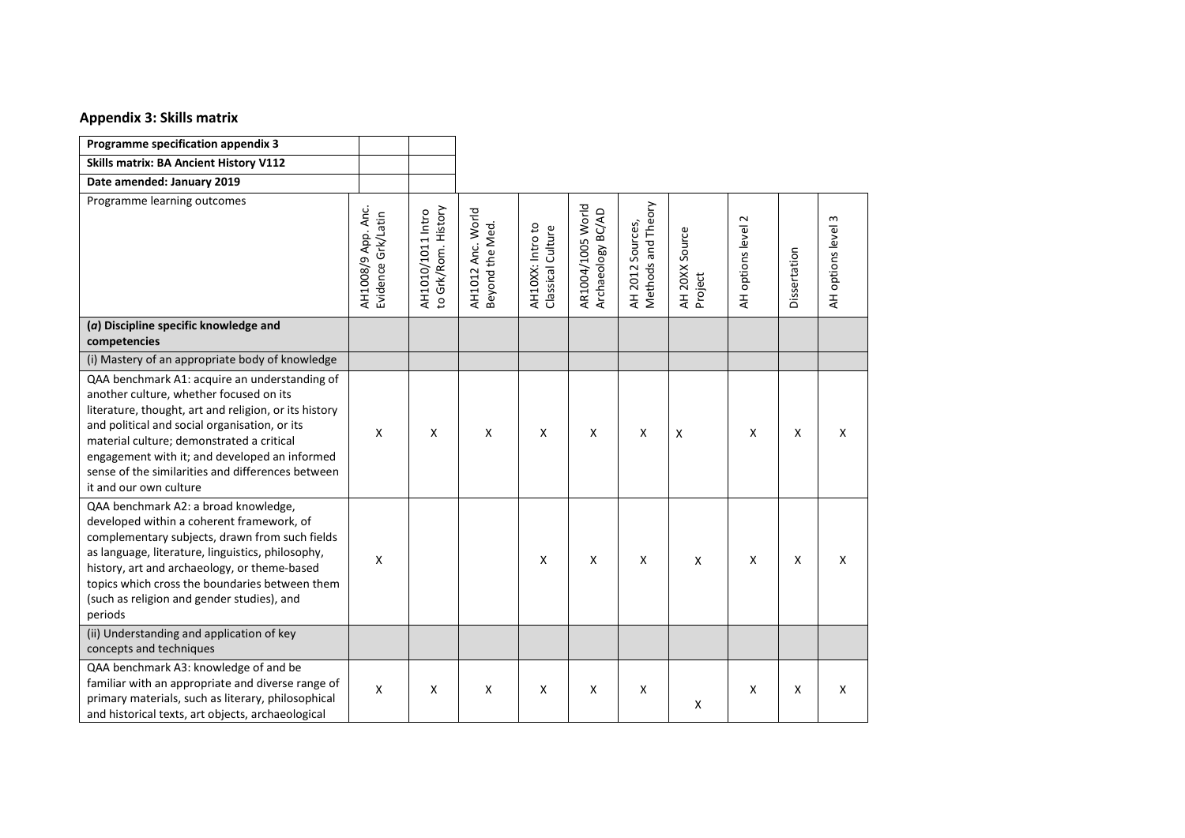## Appendix 3: Skills matrix

| Programme specification appendix 3 | | | | | | | | | | |
|---|---|---|---|---|---|---|---|---|---|---|
| **Skills matrix: BA Ancient History V112** | | | | | | | | | | |
| **Date amended: January 2019** | | | | | | | | | | |
| Programme learning outcomes | AH1008/9 App. Anc. Evidence Grk/Latin | AH1010/1011 Intro to Grk/Rom. History | AH1012 Anc. World Beyond the Med. | AH10XX: Intro to Classical Culture | AR1004/1005 World Archaeology BC/AD | AH 2012 Sources, Methods and Theory | AH 20XX Source Project | AH options level 2 | Dissertation | AH options level 3 |
| **(*a*) Discipline specific knowledge and competencies** | | | | | | | | | | |
| (i) Mastery of an appropriate body of knowledge | | | | | | | | | | |
| QAA benchmark A1: acquire an understanding of another culture, whether focused on its literature, thought, art and religion, or its history and political and social organisation, or its material culture; demonstrated a critical engagement with it; and developed an informed sense of the similarities and differences between it and our own culture | X | X | X | X | X | X | X | X | X | X |
| QAA benchmark A2: a broad knowledge, developed within a coherent framework, of complementary subjects, drawn from such fields as language, literature, linguistics, philosophy, history, art and archaeology, or theme-based topics which cross the boundaries between them (such as religion and gender studies), and periods | X | | | X | X | X | X | X | X | X |
| (ii) Understanding and application of key concepts and techniques | | | | | | | | | | |
| QAA benchmark A3: knowledge of and be familiar with an appropriate and diverse range of primary materials, such as literary, philosophical and historical texts, art objects, archaeological | X | X | X | X | X | X | X | X | X | X |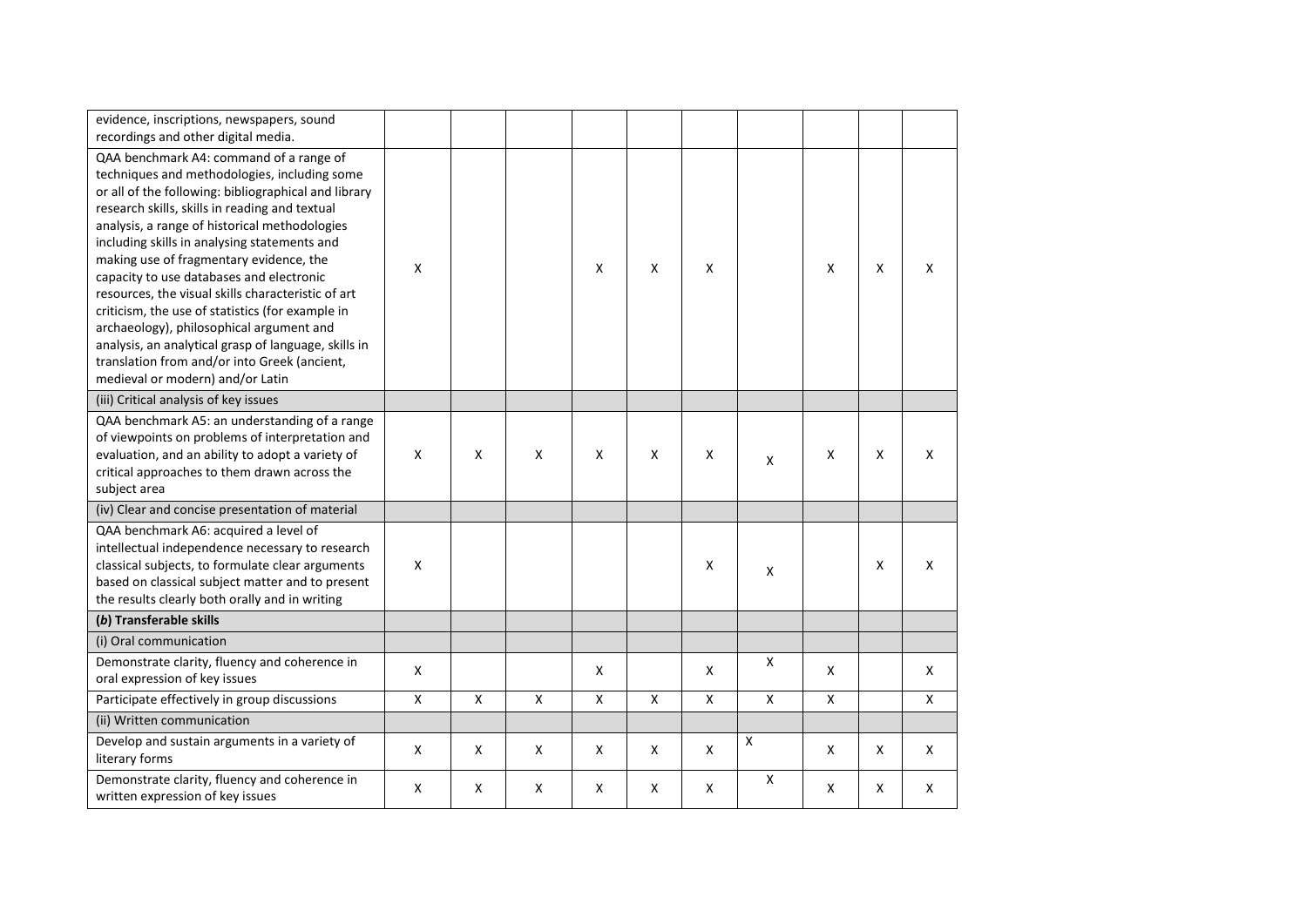| | | | | | | | | | | |
|---|---|---|---|---|---|---|---|---|---|---|
| evidence, inscriptions, newspapers, sound recordings and other digital media. | | | | | | | | | | |
| QAA benchmark A4: command of a range of techniques and methodologies, including some or all of the following: bibliographical and library research skills, skills in reading and textual analysis, a range of historical methodologies including skills in analysing statements and making use of fragmentary evidence, the capacity to use databases and electronic resources, the visual skills characteristic of art criticism, the use of statistics (for example in archaeology), philosophical argument and analysis, an analytical grasp of language, skills in translation from and/or into Greek (ancient, medieval or modern) and/or Latin | X | | | X | X | X | | X | X | X |
| (iii) Critical analysis of key issues | | | | | | | | | | |
| QAA benchmark A5: an understanding of a range of viewpoints on problems of interpretation and evaluation, and an ability to adopt a variety of critical approaches to them drawn across the subject area | X | X | X | X | X | X | X | X | X | X |
| (iv) Clear and concise presentation of material | | | | | | | | | | |
| QAA benchmark A6: acquired a level of intellectual independence necessary to research classical subjects, to formulate clear arguments based on classical subject matter and to present the results clearly both orally and in writing | X | | | | | X | X | | X | X |
| **(*b*) Transferable skills** | | | | | | | | | | |
| (i) Oral communication | | | | | | | | | | |
| Demonstrate clarity, fluency and coherence in oral expression of key issues | X | | | X | | X | X | X | | X |
| Participate effectively in group discussions | X | X | X | X | X | X | X | X | | X |
| (ii) Written communication | | | | | | | | | | |
| Develop and sustain arguments in a variety of literary forms | X | X | X | X | X | X | X | X | X | X |
| Demonstrate clarity, fluency and coherence in written expression of key issues | X | X | X | X | X | X | X | X | X | X |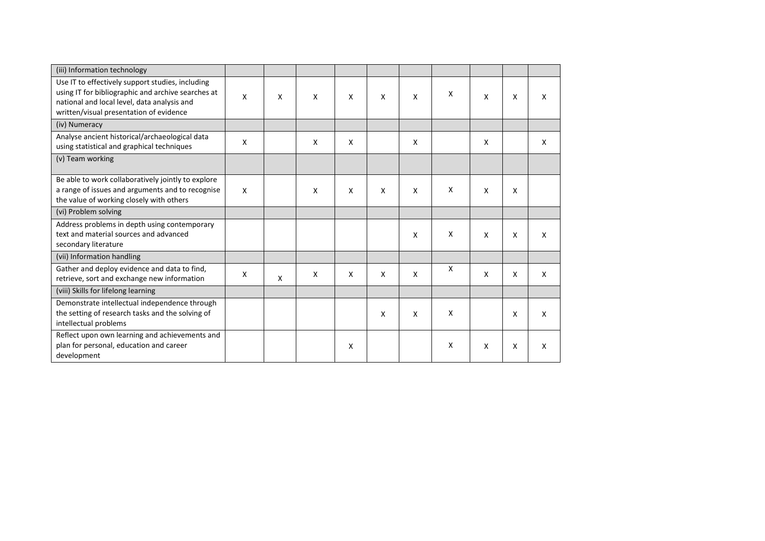| | | | | | | | | | | |
|---|---|---|---|---|---|---|---|---|---|---|
| (iii) Information technology | | | | | | | | | | |
| Use IT to effectively support studies, including using IT for bibliographic and archive searches at national and local level, data analysis and written/visual presentation of evidence | X | X | X | X | X | X | X | X | X | X |
| (iv) Numeracy | | | | | | | | | | |
| Analyse ancient historical/archaeological data using statistical and graphical techniques | X | | X | X | | X | | X | | X |
| (v) Team working | | | | | | | | | | |
| Be able to work collaboratively jointly to explore a range of issues and arguments and to recognise the value of working closely with others | X | | X | X | X | X | X | X | X | |
| (vi) Problem solving | | | | | | | | | | |
| Address problems in depth using contemporary text and material sources and advanced secondary literature | | | | | | X | X | X | X | X |
| (vii) Information handling | | | | | | | | | | |
| Gather and deploy evidence and data to find, retrieve, sort and exchange new information | X | X | X | X | X | X | X | X | X | X |
| (viii) Skills for lifelong learning | | | | | | | | | | |
| Demonstrate intellectual independence through the setting of research tasks and the solving of intellectual problems | | | | | X | X | X | | X | X |
| Reflect upon own learning and achievements and plan for personal, education and career development | | | | X | | | X | X | X | X |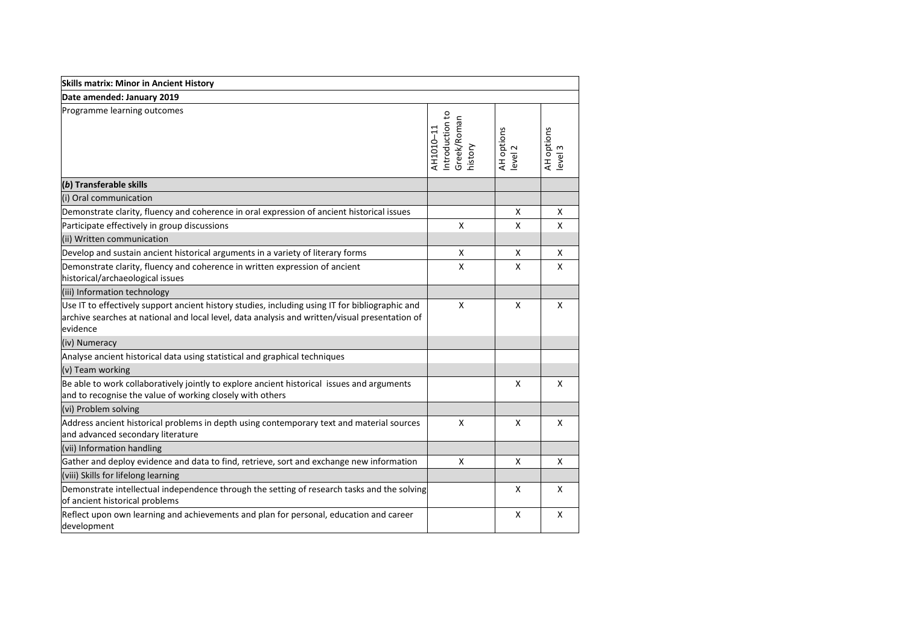| Skills matrix: Minor in Ancient History | | | |
|---|---|---|---|
| **Date amended: January 2019** | | | |
| Programme learning outcomes | AH1010–11 Introduction to Greek/Roman history | AH options level 2 | AH options level 3 |
| **(*b*) Transferable skills** | | | |
| (i) Oral communication | | | |
| Demonstrate clarity, fluency and coherence in oral expression of ancient historical issues | | X | X |
| Participate effectively in group discussions | X | X | X |
| (ii) Written communication | | | |
| Develop and sustain ancient historical arguments in a variety of literary forms | X | X | X |
| Demonstrate clarity, fluency and coherence in written expression of ancient historical/archaeological issues | X | X | X |
| (iii) Information technology | | | |
| Use IT to effectively support ancient history studies, including using IT for bibliographic and archive searches at national and local level, data analysis and written/visual presentation of evidence | X | X | X |
| (iv) Numeracy | | | |
| Analyse ancient historical data using statistical and graphical techniques | | | |
| (v) Team working | | | |
| Be able to work collaboratively jointly to explore ancient historical issues and arguments and to recognise the value of working closely with others | | X | X |
| (vi) Problem solving | | | |
| Address ancient historical problems in depth using contemporary text and material sources and advanced secondary literature | X | X | X |
| (vii) Information handling | | | |
| Gather and deploy evidence and data to find, retrieve, sort and exchange new information | X | X | X |
| (viii) Skills for lifelong learning | | | |
| Demonstrate intellectual independence through the setting of research tasks and the solving of ancient historical problems | | X | X |
| Reflect upon own learning and achievements and plan for personal, education and career development | | X | X |